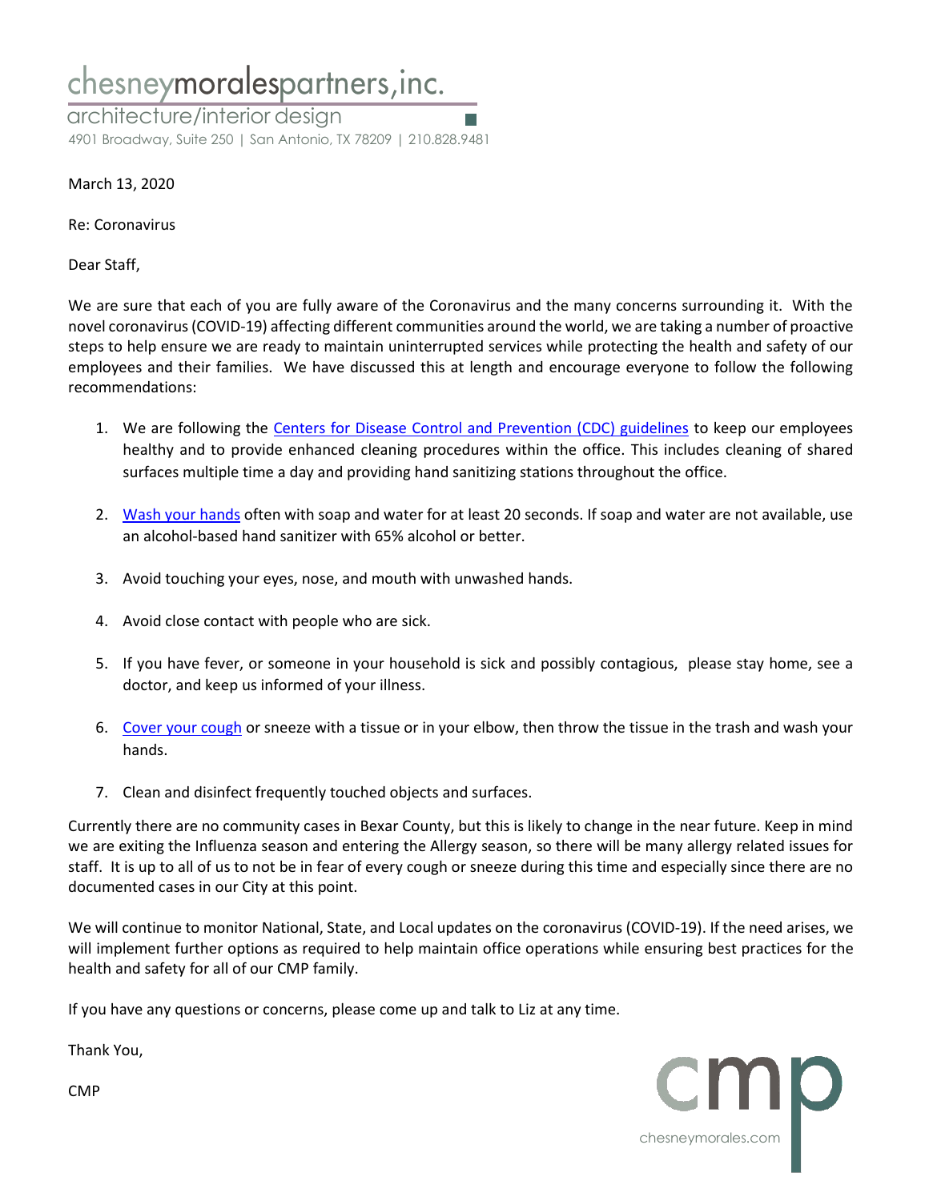chesneymoralespartners,inc.
architecture/interior design
4901 Broadway, Suite 250 | San Antonio, TX 78209 | 210.828.9481

March 13, 2020

Re: Coronavirus

Dear Staff,

We are sure that each of you are fully aware of the Coronavirus and the many concerns surrounding it. With the novel coronavirus (COVID-19) affecting different communities around the world, we are taking a number of proactive steps to help ensure we are ready to maintain uninterrupted services while protecting the health and safety of our employees and their families. We have discussed this at length and encourage everyone to follow the following recommendations:

1. We are following the Centers for Disease Control and Prevention (CDC) guidelines to keep our employees healthy and to provide enhanced cleaning procedures within the office. This includes cleaning of shared surfaces multiple time a day and providing hand sanitizing stations throughout the office.

2. Wash your hands often with soap and water for at least 20 seconds. If soap and water are not available, use an alcohol-based hand sanitizer with 65% alcohol or better.

3. Avoid touching your eyes, nose, and mouth with unwashed hands.

4. Avoid close contact with people who are sick.

5. If you have fever, or someone in your household is sick and possibly contagious, please stay home, see a doctor, and keep us informed of your illness.

6. Cover your cough or sneeze with a tissue or in your elbow, then throw the tissue in the trash and wash your hands.

7. Clean and disinfect frequently touched objects and surfaces.

Currently there are no community cases in Bexar County, but this is likely to change in the near future. Keep in mind we are exiting the Influenza season and entering the Allergy season, so there will be many allergy related issues for staff. It is up to all of us to not be in fear of every cough or sneeze during this time and especially since there are no documented cases in our City at this point.

We will continue to monitor National, State, and Local updates on the coronavirus (COVID-19). If the need arises, we will implement further options as required to help maintain office operations while ensuring best practices for the health and safety for all of our CMP family.

If you have any questions or concerns, please come up and talk to Liz at any time.

Thank You,

CMP

cmp
chesneymorales.com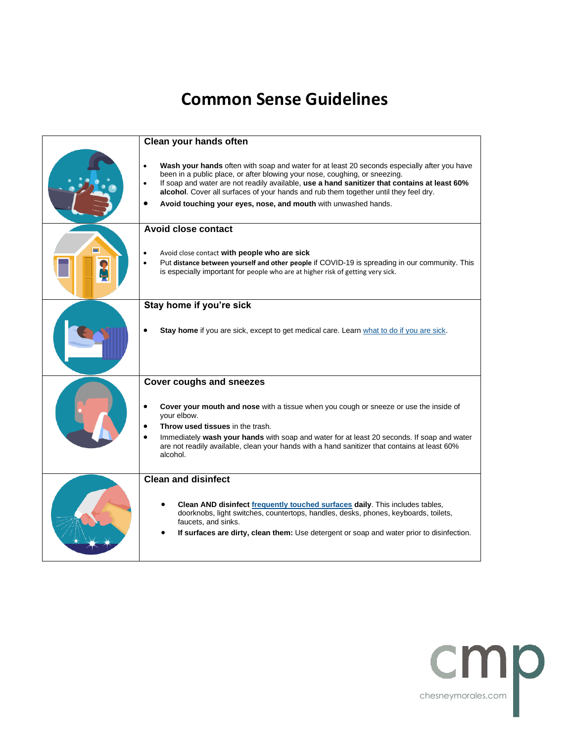# Common Sense Guidelines

### Clean your hands often

- **Wash your hands** often with soap and water for at least 20 seconds especially after you have been in a public place, or after blowing your nose, coughing, or sneezing.
- If soap and water are not readily available, **use a hand sanitizer that contains at least 60% alcohol**. Cover all surfaces of your hands and rub them together until they feel dry.
- **Avoid touching your eyes, nose, and mouth** with unwashed hands.

### Avoid close contact

- Avoid close contact **with people who are sick**
- Put **distance between yourself and other people** if COVID-19 is spreading in our community. This is especially important for people who are at higher risk of getting very sick.

### Stay home if you're sick

- **Stay home** if you are sick, except to get medical care. Learn what to do if you are sick.

### Cover coughs and sneezes

- **Cover your mouth and nose** with a tissue when you cough or sneeze or use the inside of your elbow.
- **Throw used tissues** in the trash.
- Immediately **wash your hands** with soap and water for at least 20 seconds. If soap and water are not readily available, clean your hands with a hand sanitizer that contains at least 60% alcohol.

### Clean and disinfect

- **Clean AND disinfect frequently touched surfaces daily**. This includes tables, doorknobs, light switches, countertops, handles, desks, phones, keyboards, toilets, faucets, and sinks.
- **If surfaces are dirty, clean them:** Use detergent or soap and water prior to disinfection.

cmp

chesneymorales.com